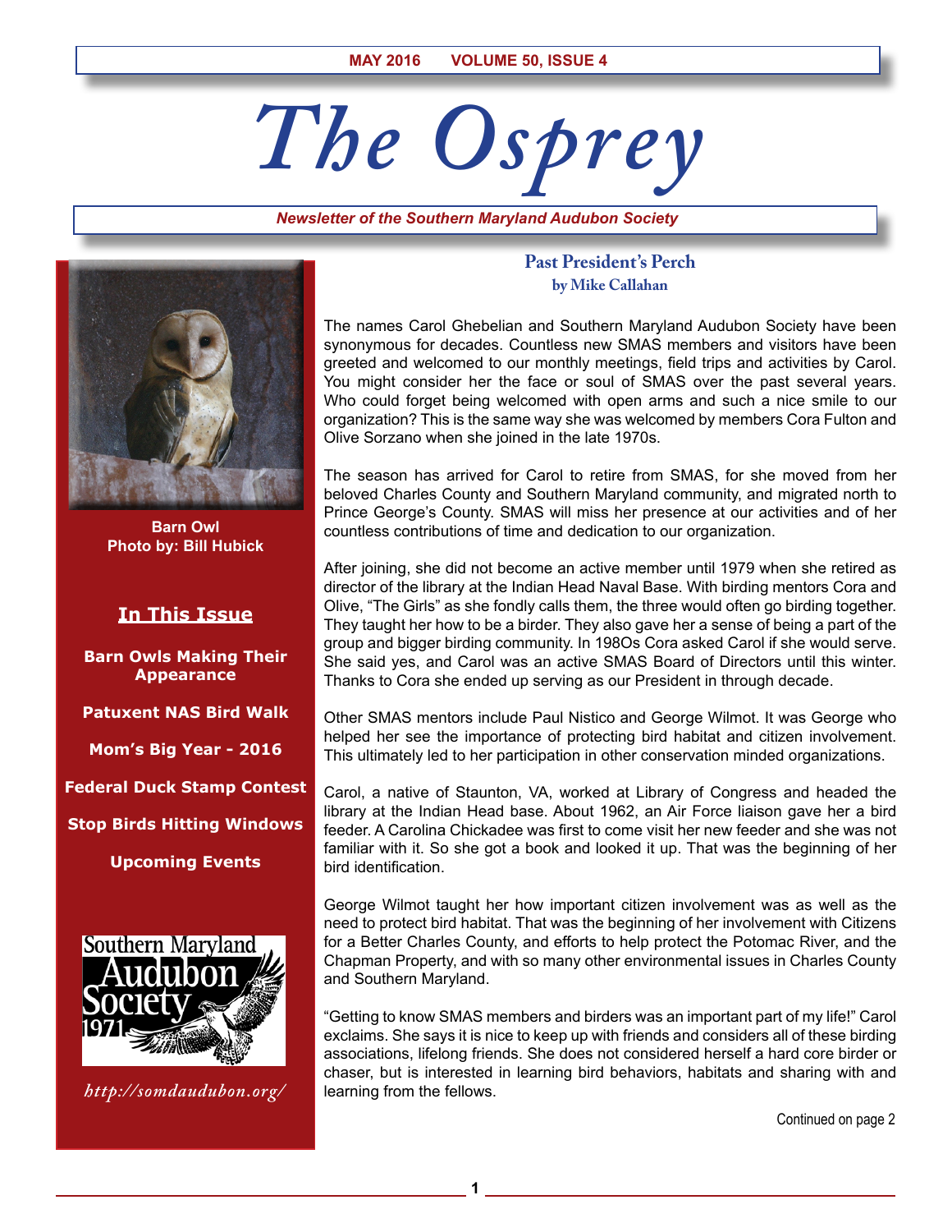MAY 2016 VOLUME 50, ISSUE 4

# The Osprey

*Newsletter of the Southern Maryland Audubon Society*

Barn Owl
Photo by: Bill Hubick

**In This Issue**

**Barn Owls Making Their Appearance**

**Patuxent NAS Bird Walk**

**Mom's Big Year - 2016**

**Federal Duck Stamp Contest**

**Stop Birds Hitting Windows**

**Upcoming Events**

Southern Maryland Audubon Society 1971

*http://somdaudubon.org/*

## Past President's Perch

**by Mike Callahan**

The names Carol Ghebelian and Southern Maryland Audubon Society have been synonymous for decades. Countless new SMAS members and visitors have been greeted and welcomed to our monthly meetings, field trips and activities by Carol. You might consider her the face or soul of SMAS over the past several years. Who could forget being welcomed with open arms and such a nice smile to our organization? This is the same way she was welcomed by members Cora Fulton and Olive Sorzano when she joined in the late 1970s.

The season has arrived for Carol to retire from SMAS, for she moved from her beloved Charles County and Southern Maryland community, and migrated north to Prince George's County. SMAS will miss her presence at our activities and of her countless contributions of time and dedication to our organization.

After joining, she did not become an active member until 1979 when she retired as director of the library at the Indian Head Naval Base. With birding mentors Cora and Olive, "The Girls" as she fondly calls them, the three would often go birding together. They taught her how to be a birder. They also gave her a sense of being a part of the group and bigger birding community. In 198Os Cora asked Carol if she would serve. She said yes, and Carol was an active SMAS Board of Directors until this winter. Thanks to Cora she ended up serving as our President in through decade.

Other SMAS mentors include Paul Nistico and George Wilmot. It was George who helped her see the importance of protecting bird habitat and citizen involvement. This ultimately led to her participation in other conservation minded organizations.

Carol, a native of Staunton, VA, worked at Library of Congress and headed the library at the Indian Head base. About 1962, an Air Force liaison gave her a bird feeder. A Carolina Chickadee was first to come visit her new feeder and she was not familiar with it. So she got a book and looked it up. That was the beginning of her bird identification.

George Wilmot taught her how important citizen involvement was as well as the need to protect bird habitat. That was the beginning of her involvement with Citizens for a Better Charles County, and efforts to help protect the Potomac River, and the Chapman Property, and with so many other environmental issues in Charles County and Southern Maryland.

"Getting to know SMAS members and birders was an important part of my life!" Carol exclaims. She says it is nice to keep up with friends and considers all of these birding associations, lifelong friends. She does not considered herself a hard core birder or chaser, but is interested in learning bird behaviors, habitats and sharing with and learning from the fellows.

Continued on page 2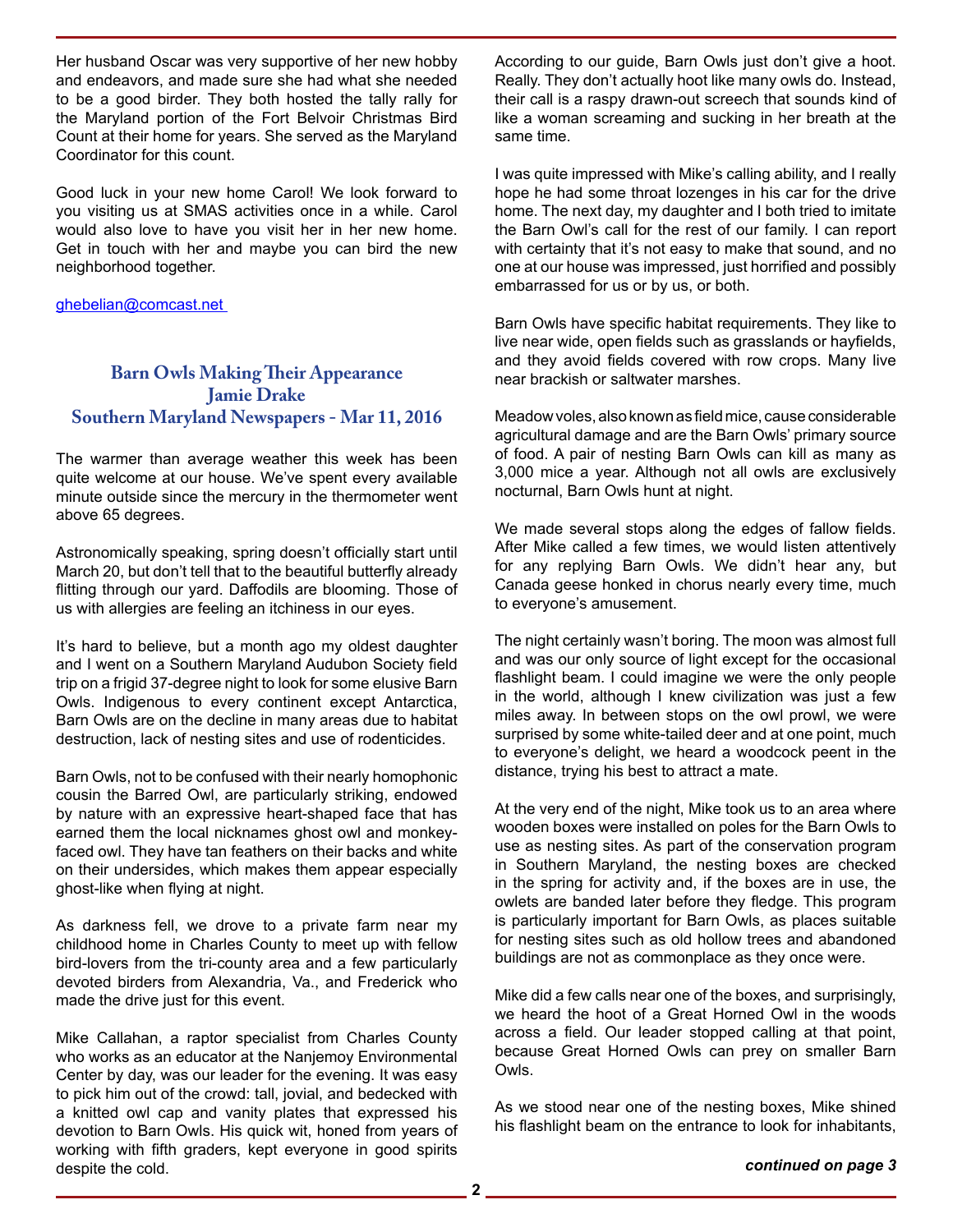Her husband Oscar was very supportive of her new hobby and endeavors, and made sure she had what she needed to be a good birder. They both hosted the tally rally for the Maryland portion of the Fort Belvoir Christmas Bird Count at their home for years. She served as the Maryland Coordinator for this count.

Good luck in your new home Carol! We look forward to you visiting us at SMAS activities once in a while. Carol would also love to have you visit her in her new home. Get in touch with her and maybe you can bird the new neighborhood together.

ghebelian@comcast.net

## Barn Owls Making Their Appearance
## Jamie Drake
## Southern Maryland Newspapers - Mar 11, 2016

The warmer than average weather this week has been quite welcome at our house. We've spent every available minute outside since the mercury in the thermometer went above 65 degrees.

Astronomically speaking, spring doesn't officially start until March 20, but don't tell that to the beautiful butterfly already flitting through our yard. Daffodils are blooming. Those of us with allergies are feeling an itchiness in our eyes.

It's hard to believe, but a month ago my oldest daughter and I went on a Southern Maryland Audubon Society field trip on a frigid 37-degree night to look for some elusive Barn Owls. Indigenous to every continent except Antarctica, Barn Owls are on the decline in many areas due to habitat destruction, lack of nesting sites and use of rodenticides.

Barn Owls, not to be confused with their nearly homophonic cousin the Barred Owl, are particularly striking, endowed by nature with an expressive heart-shaped face that has earned them the local nicknames ghost owl and monkey-faced owl. They have tan feathers on their backs and white on their undersides, which makes them appear especially ghost-like when flying at night.

As darkness fell, we drove to a private farm near my childhood home in Charles County to meet up with fellow bird-lovers from the tri-county area and a few particularly devoted birders from Alexandria, Va., and Frederick who made the drive just for this event.

Mike Callahan, a raptor specialist from Charles County who works as an educator at the Nanjemoy Environmental Center by day, was our leader for the evening. It was easy to pick him out of the crowd: tall, jovial, and bedecked with a knitted owl cap and vanity plates that expressed his devotion to Barn Owls. His quick wit, honed from years of working with fifth graders, kept everyone in good spirits despite the cold.

According to our guide, Barn Owls just don't give a hoot. Really. They don't actually hoot like many owls do. Instead, their call is a raspy drawn-out screech that sounds kind of like a woman screaming and sucking in her breath at the same time.

I was quite impressed with Mike's calling ability, and I really hope he had some throat lozenges in his car for the drive home. The next day, my daughter and I both tried to imitate the Barn Owl's call for the rest of our family. I can report with certainty that it's not easy to make that sound, and no one at our house was impressed, just horrified and possibly embarrassed for us or by us, or both.

Barn Owls have specific habitat requirements. They like to live near wide, open fields such as grasslands or hayfields, and they avoid fields covered with row crops. Many live near brackish or saltwater marshes.

Meadow voles, also known as field mice, cause considerable agricultural damage and are the Barn Owls' primary source of food. A pair of nesting Barn Owls can kill as many as 3,000 mice a year. Although not all owls are exclusively nocturnal, Barn Owls hunt at night.

We made several stops along the edges of fallow fields. After Mike called a few times, we would listen attentively for any replying Barn Owls. We didn't hear any, but Canada geese honked in chorus nearly every time, much to everyone's amusement.

The night certainly wasn't boring. The moon was almost full and was our only source of light except for the occasional flashlight beam. I could imagine we were the only people in the world, although I knew civilization was just a few miles away. In between stops on the owl prowl, we were surprised by some white-tailed deer and at one point, much to everyone's delight, we heard a woodcock peent in the distance, trying his best to attract a mate.

At the very end of the night, Mike took us to an area where wooden boxes were installed on poles for the Barn Owls to use as nesting sites. As part of the conservation program in Southern Maryland, the nesting boxes are checked in the spring for activity and, if the boxes are in use, the owlets are banded later before they fledge. This program is particularly important for Barn Owls, as places suitable for nesting sites such as old hollow trees and abandoned buildings are not as commonplace as they once were.

Mike did a few calls near one of the boxes, and surprisingly, we heard the hoot of a Great Horned Owl in the woods across a field. Our leader stopped calling at that point, because Great Horned Owls can prey on smaller Barn Owls.

As we stood near one of the nesting boxes, Mike shined his flashlight beam on the entrance to look for inhabitants,

***continued on page 3***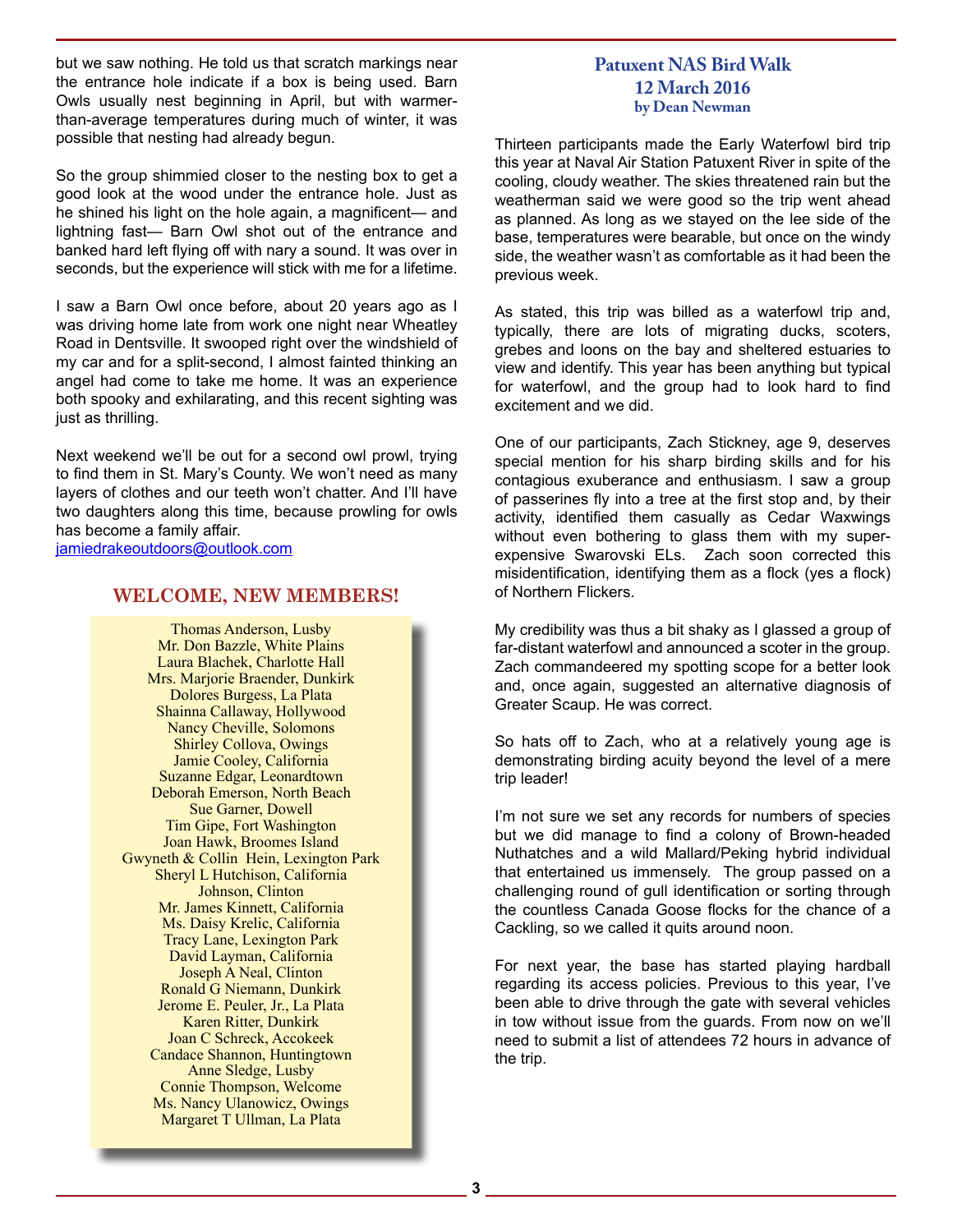but we saw nothing. He told us that scratch markings near the entrance hole indicate if a box is being used. Barn Owls usually nest beginning in April, but with warmer-than-average temperatures during much of winter, it was possible that nesting had already begun.

So the group shimmied closer to the nesting box to get a good look at the wood under the entrance hole. Just as he shined his light on the hole again, a magnificent— and lightning fast— Barn Owl shot out of the entrance and banked hard left flying off with nary a sound. It was over in seconds, but the experience will stick with me for a lifetime.

I saw a Barn Owl once before, about 20 years ago as I was driving home late from work one night near Wheatley Road in Dentsville. It swooped right over the windshield of my car and for a split-second, I almost fainted thinking an angel had come to take me home. It was an experience both spooky and exhilarating, and this recent sighting was just as thrilling.

Next weekend we'll be out for a second owl prowl, trying to find them in St. Mary's County. We won't need as many layers of clothes and our teeth won't chatter. And I'll have two daughters along this time, because prowling for owls has become a family affair.
jamiedrakeoutdoors@outlook.com

## WELCOME, NEW MEMBERS!

Thomas Anderson, Lusby
Mr. Don Bazzle, White Plains
Laura Blachek, Charlotte Hall
Mrs. Marjorie Braender, Dunkirk
Dolores Burgess, La Plata
Shainna Callaway, Hollywood
Nancy Cheville, Solomons
Shirley Collova, Owings
Jamie Cooley, California
Suzanne Edgar, Leonardtown
Deborah Emerson, North Beach
Sue Garner, Dowell
Tim Gipe, Fort Washington
Joan Hawk, Broomes Island
Gwyneth & Collin Hein, Lexington Park
Sheryl L Hutchison, California
Johnson, Clinton
Mr. James Kinnett, California
Ms. Daisy Krelic, California
Tracy Lane, Lexington Park
David Layman, California
Joseph A Neal, Clinton
Ronald G Niemann, Dunkirk
Jerome E. Peuler, Jr., La Plata
Karen Ritter, Dunkirk
Joan C Schreck, Accokeek
Candace Shannon, Huntingtown
Anne Sledge, Lusby
Connie Thompson, Welcome
Ms. Nancy Ulanowicz, Owings
Margaret T Ullman, La Plata

## Patuxent NAS Bird Walk
### 12 March 2016
**by Dean Newman**

Thirteen participants made the Early Waterfowl bird trip this year at Naval Air Station Patuxent River in spite of the cooling, cloudy weather. The skies threatened rain but the weatherman said we were good so the trip went ahead as planned. As long as we stayed on the lee side of the base, temperatures were bearable, but once on the windy side, the weather wasn't as comfortable as it had been the previous week.

As stated, this trip was billed as a waterfowl trip and, typically, there are lots of migrating ducks, scoters, grebes and loons on the bay and sheltered estuaries to view and identify. This year has been anything but typical for waterfowl, and the group had to look hard to find excitement and we did.

One of our participants, Zach Stickney, age 9, deserves special mention for his sharp birding skills and for his contagious exuberance and enthusiasm. I saw a group of passerines fly into a tree at the first stop and, by their activity, identified them casually as Cedar Waxwings without even bothering to glass them with my super-expensive Swarovski ELs. Zach soon corrected this misidentification, identifying them as a flock (yes a flock) of Northern Flickers.

My credibility was thus a bit shaky as I glassed a group of far-distant waterfowl and announced a scoter in the group. Zach commandeered my spotting scope for a better look and, once again, suggested an alternative diagnosis of Greater Scaup. He was correct.

So hats off to Zach, who at a relatively young age is demonstrating birding acuity beyond the level of a mere trip leader!

I'm not sure we set any records for numbers of species but we did manage to find a colony of Brown-headed Nuthatches and a wild Mallard/Peking hybrid individual that entertained us immensely. The group passed on a challenging round of gull identification or sorting through the countless Canada Goose flocks for the chance of a Cackling, so we called it quits around noon.

For next year, the base has started playing hardball regarding its access policies. Previous to this year, I've been able to drive through the gate with several vehicles in tow without issue from the guards. From now on we'll need to submit a list of attendees 72 hours in advance of the trip.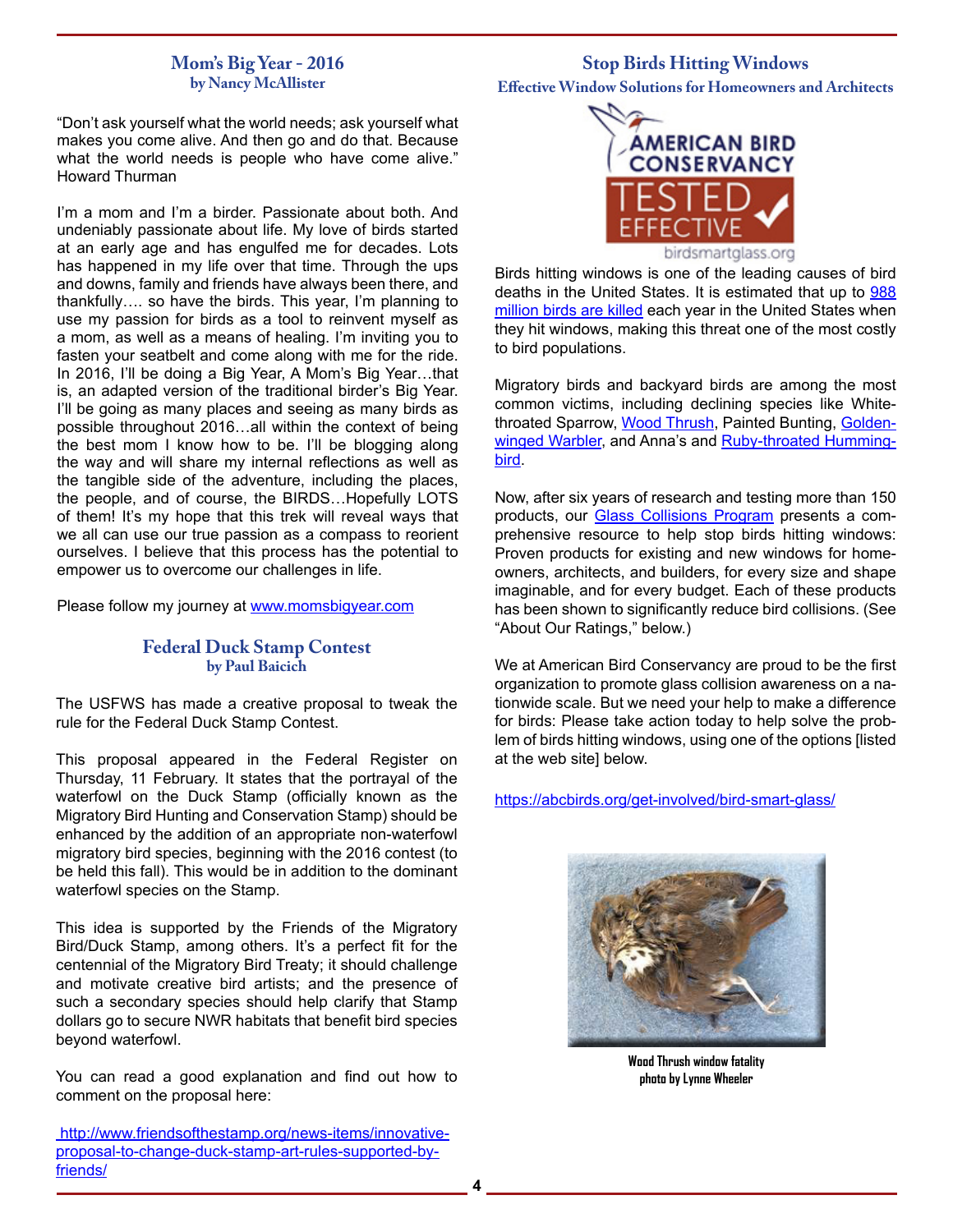## Mom's Big Year - 2016

### by Nancy McAllister

"Don't ask yourself what the world needs; ask yourself what makes you come alive. And then go and do that. Because what the world needs is people who have come alive." Howard Thurman

I'm a mom and I'm a birder. Passionate about both. And undeniably passionate about life. My love of birds started at an early age and has engulfed me for decades. Lots has happened in my life over that time. Through the ups and downs, family and friends have always been there, and thankfully…. so have the birds. This year, I'm planning to use my passion for birds as a tool to reinvent myself as a mom, as well as a means of healing. I'm inviting you to fasten your seatbelt and come along with me for the ride. In 2016, I'll be doing a Big Year, A Mom's Big Year…that is, an adapted version of the traditional birder's Big Year. I'll be going as many places and seeing as many birds as possible throughout 2016…all within the context of being the best mom I know how to be. I'll be blogging along the way and will share my internal reflections as well as the tangible side of the adventure, including the places, the people, and of course, the BIRDS…Hopefully LOTS of them! It's my hope that this trek will reveal ways that we all can use our true passion as a compass to reorient ourselves. I believe that this process has the potential to empower us to overcome our challenges in life.

Please follow my journey at www.momsbigyear.com

## Federal Duck Stamp Contest

### by Paul Baicich

The USFWS has made a creative proposal to tweak the rule for the Federal Duck Stamp Contest.

This proposal appeared in the Federal Register on Thursday, 11 February. It states that the portrayal of the waterfowl on the Duck Stamp (officially known as the Migratory Bird Hunting and Conservation Stamp) should be enhanced by the addition of an appropriate non-waterfowl migratory bird species, beginning with the 2016 contest (to be held this fall). This would be in addition to the dominant waterfowl species on the Stamp.

This idea is supported by the Friends of the Migratory Bird/Duck Stamp, among others. It's a perfect fit for the centennial of the Migratory Bird Treaty; it should challenge and motivate creative bird artists; and the presence of such a secondary species should help clarify that Stamp dollars go to secure NWR habitats that benefit bird species beyond waterfowl.

You can read a good explanation and find out how to comment on the proposal here:

http://www.friendsofthestamp.org/news-items/innovative-proposal-to-change-duck-stamp-art-rules-supported-by-friends/

## Stop Birds Hitting Windows

### Effective Window Solutions for Homeowners and Architects

AMERICAN BIRD CONSERVANCY TESTED EFFECTIVE birdsmartglass.org

Birds hitting windows is one of the leading causes of bird deaths in the United States. It is estimated that up to 988 million birds are killed each year in the United States when they hit windows, making this threat one of the most costly to bird populations.

Migratory birds and backyard birds are among the most common victims, including declining species like White-throated Sparrow, Wood Thrush, Painted Bunting, Golden-winged Warbler, and Anna's and Ruby-throated Hummingbird.

Now, after six years of research and testing more than 150 products, our Glass Collisions Program presents a comprehensive resource to help stop birds hitting windows: Proven products for existing and new windows for homeowners, architects, and builders, for every size and shape imaginable, and for every budget. Each of these products has been shown to significantly reduce bird collisions. (See "About Our Ratings," below.)

We at American Bird Conservancy are proud to be the first organization to promote glass collision awareness on a nationwide scale. But we need your help to make a difference for birds: Please take action today to help solve the problem of birds hitting windows, using one of the options [listed at the web site] below.

https://abcbirds.org/get-involved/bird-smart-glass/

**Wood Thrush window fatality**
**photo by Lynne Wheeler**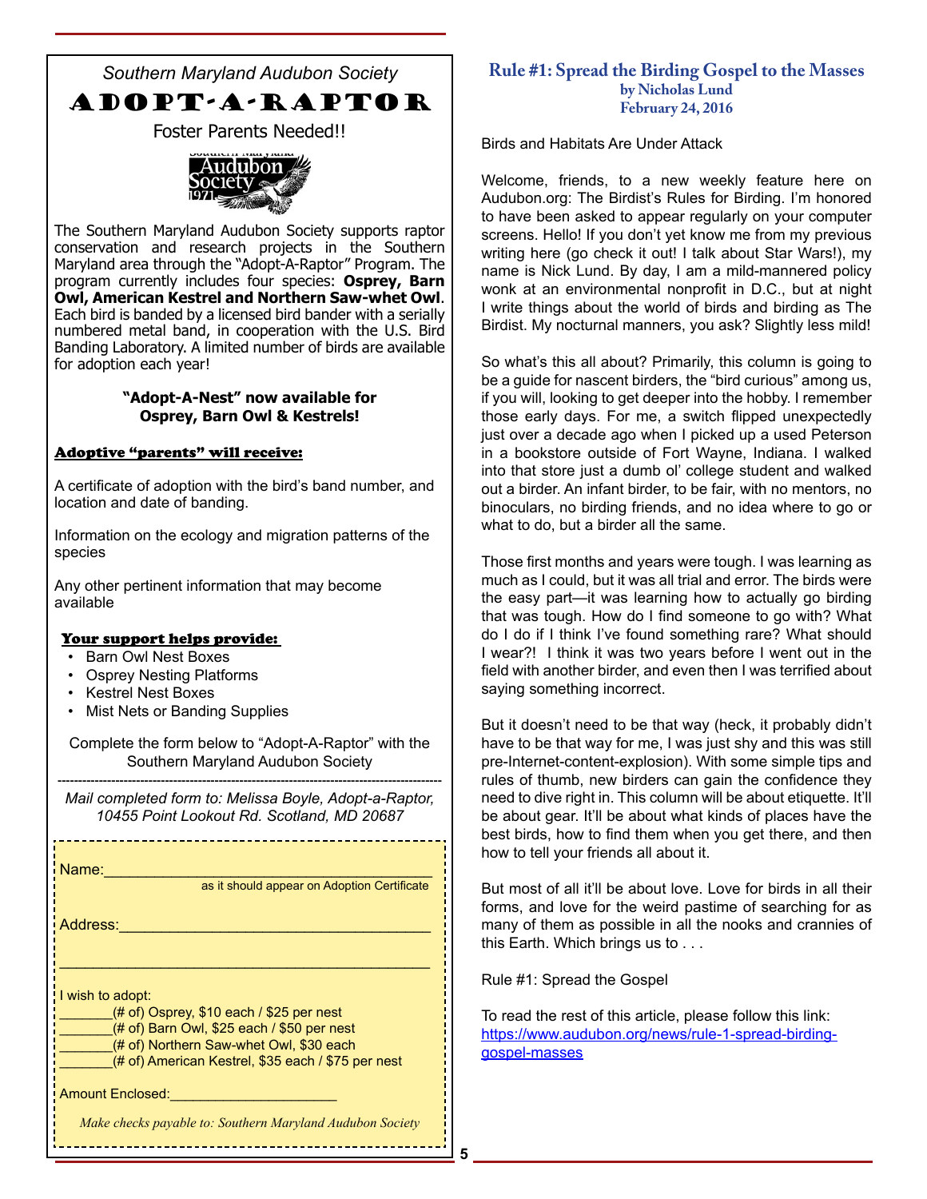*Southern Maryland Audubon Society*

# ADOPT-A-RAPTOR

Foster Parents Needed!!

The Southern Maryland Audubon Society supports raptor conservation and research projects in the Southern Maryland area through the "Adopt-A-Raptor" Program. The program currently includes four species: **Osprey, Barn Owl, American Kestrel and Northern Saw-whet Owl**. Each bird is banded by a licensed bird bander with a serially numbered metal band, in cooperation with the U.S. Bird Banding Laboratory. A limited number of birds are available for adoption each year!

**"Adopt-A-Nest" now available for Osprey, Barn Owl & Kestrels!**

**Adoptive "parents" will receive:**

A certificate of adoption with the bird's band number, and location and date of banding.

Information on the ecology and migration patterns of the species

Any other pertinent information that may become available

**Your support helps provide:**

- Barn Owl Nest Boxes
- Osprey Nesting Platforms
- Kestrel Nest Boxes
- Mist Nets or Banding Supplies

Complete the form below to "Adopt-A-Raptor" with the Southern Maryland Audubon Society

---

*Mail completed form to: Melissa Boyle, Adopt-a-Raptor, 10455 Point Lookout Rd. Scotland, MD 20687*

Name:________________________________________
as it should appear on Adoption Certificate

Address:______________________________________

______________________________________________

I wish to adopt:
_______(# of) Osprey, $10 each / $25 per nest
_______(# of) Barn Owl, $25 each / $50 per nest
_______(# of) Northern Saw-whet Owl, $30 each
_______(# of) American Kestrel, $35 each / $75 per nest

Amount Enclosed:_____________________

*Make checks payable to: Southern Maryland Audubon Society*

## Rule #1: Spread the Birding Gospel to the Masses

**by Nicholas Lund**
**February 24, 2016**

Birds and Habitats Are Under Attack

Welcome, friends, to a new weekly feature here on Audubon.org: The Birdist's Rules for Birding. I'm honored to have been asked to appear regularly on your computer screens. Hello! If you don't yet know me from my previous writing here (go check it out! I talk about Star Wars!), my name is Nick Lund. By day, I am a mild-mannered policy wonk at an environmental nonprofit in D.C., but at night I write things about the world of birds and birding as The Birdist. My nocturnal manners, you ask? Slightly less mild!

So what's this all about? Primarily, this column is going to be a guide for nascent birders, the "bird curious" among us, if you will, looking to get deeper into the hobby. I remember those early days. For me, a switch flipped unexpectedly just over a decade ago when I picked up a used Peterson in a bookstore outside of Fort Wayne, Indiana. I walked into that store just a dumb ol' college student and walked out a birder. An infant birder, to be fair, with no mentors, no binoculars, no birding friends, and no idea where to go or what to do, but a birder all the same.

Those first months and years were tough. I was learning as much as I could, but it was all trial and error. The birds were the easy part—it was learning how to actually go birding that was tough. How do I find someone to go with? What do I do if I think I've found something rare? What should I wear?! I think it was two years before I went out in the field with another birder, and even then I was terrified about saying something incorrect.

But it doesn't need to be that way (heck, it probably didn't have to be that way for me, I was just shy and this was still pre-Internet-content-explosion). With some simple tips and rules of thumb, new birders can gain the confidence they need to dive right in. This column will be about etiquette. It'll be about gear. It'll be about what kinds of places have the best birds, how to find them when you get there, and then how to tell your friends all about it.

But most of all it'll be about love. Love for birds in all their forms, and love for the weird pastime of searching for as many of them as possible in all the nooks and crannies of this Earth. Which brings us to . . .

Rule #1: Spread the Gospel

To read the rest of this article, please follow this link: https://www.audubon.org/news/rule-1-spread-birding-gospel-masses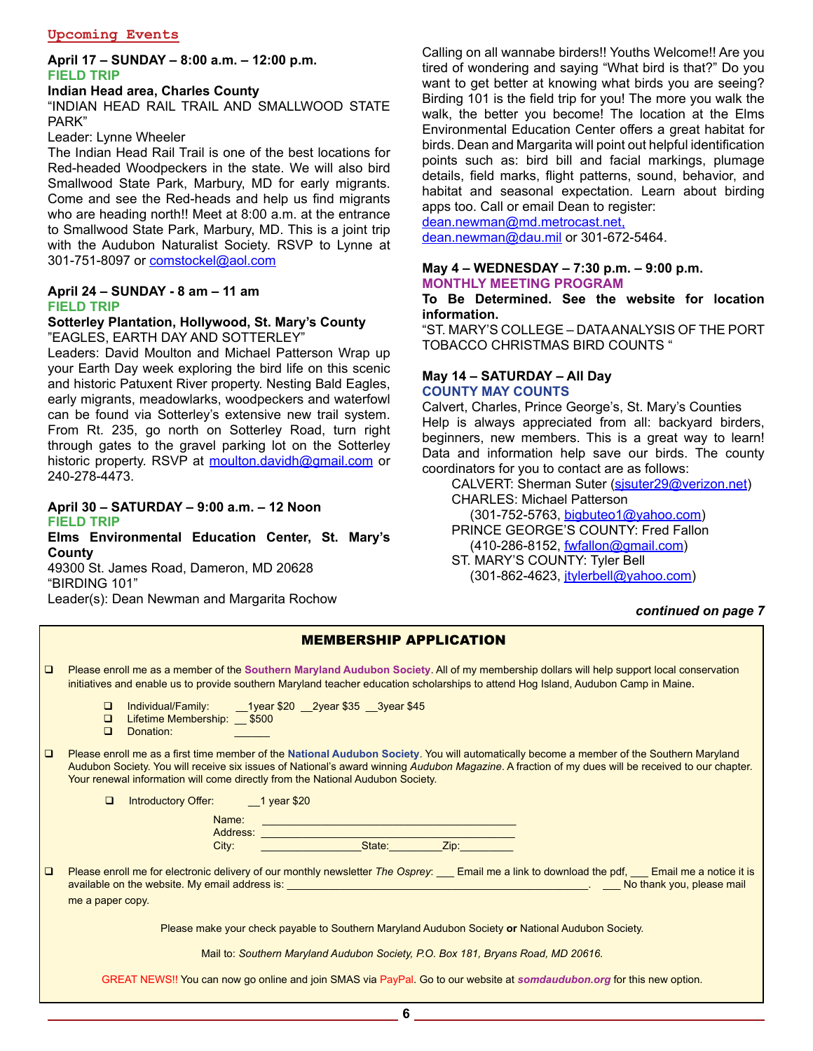## Upcoming Events

**April 17 – SUNDAY – 8:00 a.m. – 12:00 p.m.**
**FIELD TRIP**
**Indian Head area, Charles County**
"INDIAN HEAD RAIL TRAIL AND SMALLWOOD STATE PARK"
Leader: Lynne Wheeler
The Indian Head Rail Trail is one of the best locations for Red-headed Woodpeckers in the state. We will also bird Smallwood State Park, Marbury, MD for early migrants. Come and see the Red-heads and help us find migrants who are heading north!! Meet at 8:00 a.m. at the entrance to Smallwood State Park, Marbury, MD. This is a joint trip with the Audubon Naturalist Society. RSVP to Lynne at 301-751-8097 or comstockel@aol.com

**April 24 – SUNDAY - 8 am – 11 am**
**FIELD TRIP**
**Sotterley Plantation, Hollywood, St. Mary's County**
"EAGLES, EARTH DAY AND SOTTERLEY"
Leaders: David Moulton and Michael Patterson Wrap up your Earth Day week exploring the bird life on this scenic and historic Patuxent River property. Nesting Bald Eagles, early migrants, meadowlarks, woodpeckers and waterfowl can be found via Sotterley's extensive new trail system. From Rt. 235, go north on Sotterley Road, turn right through gates to the gravel parking lot on the Sotterley historic property. RSVP at moulton.davidh@gmail.com or 240-278-4473.

**April 30 – SATURDAY – 9:00 a.m. – 12 Noon**
**FIELD TRIP**
**Elms Environmental Education Center, St. Mary's County**
49300 St. James Road, Dameron, MD 20628
"BIRDING 101"
Leader(s): Dean Newman and Margarita Rochow
Calling on all wannabe birders!! Youths Welcome!! Are you tired of wondering and saying "What bird is that?" Do you want to get better at knowing what birds you are seeing? Birding 101 is the field trip for you! The more you walk the walk, the better you become! The location at the Elms Environmental Education Center offers a great habitat for birds. Dean and Margarita will point out helpful identification points such as: bird bill and facial markings, plumage details, field marks, flight patterns, sound, behavior, and habitat and seasonal expectation. Learn about birding apps too. Call or email Dean to register:
dean.newman@md.metrocast.net,
dean.newman@dau.mil or 301-672-5464.

**May 4 – WEDNESDAY – 7:30 p.m. – 9:00 p.m.**
**MONTHLY MEETING PROGRAM**
**To Be Determined. See the website for location information.**
"ST. MARY'S COLLEGE – DATA ANALYSIS OF THE PORT TOBACCO CHRISTMAS BIRD COUNTS "

**May 14 – SATURDAY – All Day**
**COUNTY MAY COUNTS**
Calvert, Charles, Prince George's, St. Mary's Counties
Help is always appreciated from all: backyard birders, beginners, new members. This is a great way to learn! Data and information help save our birds. The county coordinators for you to contact are as follows:

- CALVERT: Sherman Suter (sjsuter29@verizon.net)
- CHARLES: Michael Patterson (301-752-5763, bigbuteo1@yahoo.com)
- PRINCE GEORGE'S COUNTY: Fred Fallon (410-286-8152, fwfallon@gmail.com)
- ST. MARY'S COUNTY: Tyler Bell (301-862-4623, jtylerbell@yahoo.com)

***continued on page 7***

## MEMBERSHIP APPLICATION

❑ Please enroll me as a member of the **Southern Maryland Audubon Society**. All of my membership dollars will help support local conservation initiatives and enable us to provide southern Maryland teacher education scholarships to attend Hog Island, Audubon Camp in Maine.

- ❑ Individual/Family: __1year $20 __2year $35 __3year $45
- ❑ Lifetime Membership: __ $500
- ❑ Donation: ______

❑ Please enroll me as a first time member of the **National Audubon Society**. You will automatically become a member of the Southern Maryland Audubon Society. You will receive six issues of National's award winning *Audubon Magazine*. A fraction of my dues will be received to our chapter. Your renewal information will come directly from the National Audubon Society.

- ❑ Introductory Offer: __1 year $20

Name: ______________________________
Address: ______________________________
City: ________________ State: ________ Zip: ________

❑ Please enroll me for electronic delivery of our monthly newsletter *The Osprey*: ___ Email me a link to download the pdf, ___ Email me a notice it is available on the website. My email address is: ______________________________. ___ No thank you, please mail me a paper copy.

Please make your check payable to Southern Maryland Audubon Society **or** National Audubon Society.

Mail to: *Southern Maryland Audubon Society, P.O. Box 181, Bryans Road, MD 20616.*

GREAT NEWS!! You can now go online and join SMAS via PayPal. Go to our website at ***somdaudubon.org*** for this new option.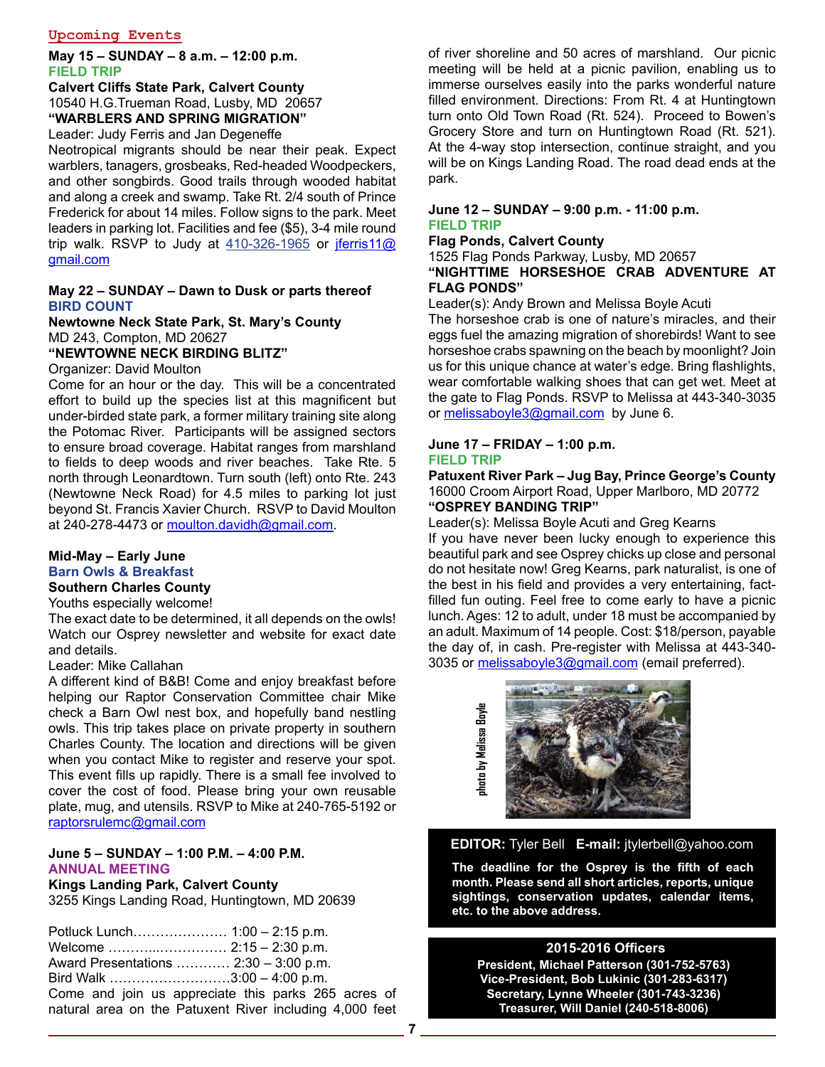## Upcoming Events

**May 15 – SUNDAY – 8 a.m. – 12:00 p.m.**
**FIELD TRIP**
**Calvert Cliffs State Park, Calvert County**
10540 H.G.Trueman Road, Lusby, MD 20657
**"WARBLERS AND SPRING MIGRATION"**
Leader: Judy Ferris and Jan Degeneffe

Neotropical migrants should be near their peak. Expect warblers, tanagers, grosbeaks, Red-headed Woodpeckers, and other songbirds. Good trails through wooded habitat and along a creek and swamp. Take Rt. 2/4 south of Prince Frederick for about 14 miles. Follow signs to the park. Meet leaders in parking lot. Facilities and fee ($5), 3-4 mile round trip walk. RSVP to Judy at 410-326-1965 or jferris11@gmail.com

**May 22 – SUNDAY – Dawn to Dusk or parts thereof**
**BIRD COUNT**
**Newtowne Neck State Park, St. Mary's County**
MD 243, Compton, MD 20627
**"NEWTOWNE NECK BIRDING BLITZ"**
Organizer: David Moulton

Come for an hour or the day. This will be a concentrated effort to build up the species list at this magnificent but under-birded state park, a former military training site along the Potomac River. Participants will be assigned sectors to ensure broad coverage. Habitat ranges from marshland to fields to deep woods and river beaches. Take Rte. 5 north through Leonardtown. Turn south (left) onto Rte. 243 (Newtowne Neck Road) for 4.5 miles to parking lot just beyond St. Francis Xavier Church. RSVP to David Moulton at 240-278-4473 or moulton.davidh@gmail.com.

**Mid-May – Early June**
**Barn Owls & Breakfast**
**Southern Charles County**
Youths especially welcome!

The exact date to be determined, it all depends on the owls! Watch our Osprey newsletter and website for exact date and details.

Leader: Mike Callahan

A different kind of B&B! Come and enjoy breakfast before helping our Raptor Conservation Committee chair Mike check a Barn Owl nest box, and hopefully band nestling owls. This trip takes place on private property in southern Charles County. The location and directions will be given when you contact Mike to register and reserve your spot. This event fills up rapidly. There is a small fee involved to cover the cost of food. Please bring your own reusable plate, mug, and utensils. RSVP to Mike at 240-765-5192 or raptorsrulemc@gmail.com

**June 5 – SUNDAY – 1:00 P.M. – 4:00 P.M.**
**ANNUAL MEETING**
**Kings Landing Park, Calvert County**
3255 Kings Landing Road, Huntingtown, MD 20639

Potluck Lunch..................... 1:00 – 2:15 p.m.
Welcome ............................ 2:15 – 2:30 p.m.
Award Presentations ............ 2:30 – 3:00 p.m.
Bird Walk ...........................3:00 – 4:00 p.m.

Come and join us appreciate this parks 265 acres of natural area on the Patuxent River including 4,000 feet of river shoreline and 50 acres of marshland. Our picnic meeting will be held at a picnic pavilion, enabling us to immerse ourselves easily into the parks wonderful nature filled environment. Directions: From Rt. 4 at Huntingtown turn onto Old Town Road (Rt. 524). Proceed to Bowen's Grocery Store and turn on Huntingtown Road (Rt. 521). At the 4-way stop intersection, continue straight, and you will be on Kings Landing Road. The road dead ends at the park.

**June 12 – SUNDAY – 9:00 p.m. - 11:00 p.m.**
**FIELD TRIP**
**Flag Ponds, Calvert County**
1525 Flag Ponds Parkway, Lusby, MD 20657
**"NIGHTTIME HORSESHOE CRAB ADVENTURE AT FLAG PONDS"**
Leader(s): Andy Brown and Melissa Boyle Acuti

The horseshoe crab is one of nature's miracles, and their eggs fuel the amazing migration of shorebirds! Want to see horseshoe crabs spawning on the beach by moonlight? Join us for this unique chance at water's edge. Bring flashlights, wear comfortable walking shoes that can get wet. Meet at the gate to Flag Ponds. RSVP to Melissa at 443-340-3035 or melissaboyle3@gmail.com by June 6.

**June 17 – FRIDAY – 1:00 p.m.**
**FIELD TRIP**
**Patuxent River Park – Jug Bay, Prince George's County**
16000 Croom Airport Road, Upper Marlboro, MD 20772
**"OSPREY BANDING TRIP"**
Leader(s): Melissa Boyle Acuti and Greg Kearns

If you have never been lucky enough to experience this beautiful park and see Osprey chicks up close and personal do not hesitate now! Greg Kearns, park naturalist, is one of the best in his field and provides a very entertaining, fact-filled fun outing. Feel free to come early to have a picnic lunch. Ages: 12 to adult, under 18 must be accompanied by an adult. Maximum of 14 people. Cost: $18/person, payable the day of, in cash. Pre-register with Melissa at 443-340-3035 or melissaboyle3@gmail.com (email preferred).

photo by Melissa Boyle

**EDITOR:** Tyler Bell **E-mail:** jtylerbell@yahoo.com

**The deadline for the Osprey is the fifth of each month. Please send all short articles, reports, unique sightings, conservation updates, calendar items, etc. to the above address.**

**2015-2016 Officers**
**President, Michael Patterson (301-752-5763)**
**Vice-President, Bob Lukinic (301-283-6317)**
**Secretary, Lynne Wheeler (301-743-3236)**
**Treasurer, Will Daniel (240-518-8006)**